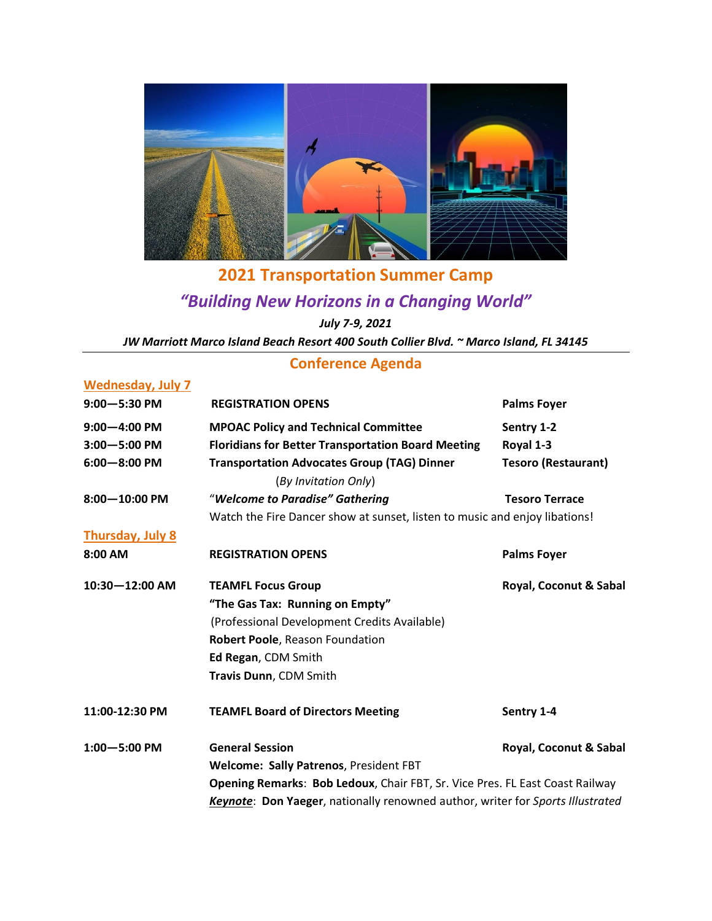# 2021 Transportation Summer Camp

## *"Building New Horizons in a Changing World"*

***July 7-9, 2021***

***JW Marriott Marco Island Beach Resort 400 South Collier Blvd. ~ Marco Island, FL 34145***

## Conference Agenda

### Wednesday, July 7

| | | |
|---|---|---|
| **9:00—5:30 PM** | **REGISTRATION OPENS** | **Palms Foyer** |
| **9:00—4:00 PM** | **MPOAC Policy and Technical Committee** | **Sentry 1-2** |
| **3:00—5:00 PM** | **Floridians for Better Transportation Board Meeting** | **Royal 1-3** |
| **6:00—8:00 PM** | **Transportation Advocates Group (TAG) Dinner** (*By Invitation Only*) | **Tesoro (Restaurant)** |
| **8:00—10:00 PM** | "***Welcome to Paradise" Gathering*** Watch the Fire Dancer show at sunset, listen to music and enjoy libations! | **Tesoro Terrace** |

### Thursday, July 8

| | | |
|---|---|---|
| **8:00 AM** | **REGISTRATION OPENS** | **Palms Foyer** |
| **10:30—12:00 AM** | **TEAMFL Focus Group** **"The Gas Tax: Running on Empty"** (Professional Development Credits Available) **Robert Poole**, Reason Foundation **Ed Regan**, CDM Smith **Travis Dunn**, CDM Smith | **Royal, Coconut & Sabal** |
| **11:00-12:30 PM** | **TEAMFL Board of Directors Meeting** | **Sentry 1-4** |
| **1:00—5:00 PM** | **General Session** **Welcome: Sally Patrenos**, President FBT **Opening Remarks**: **Bob Ledoux**, Chair FBT, Sr. Vice Pres. FL East Coast Railway ***Keynote***: **Don Yaeger**, nationally renowned author, writer for *Sports Illustrated* | **Royal, Coconut & Sabal** |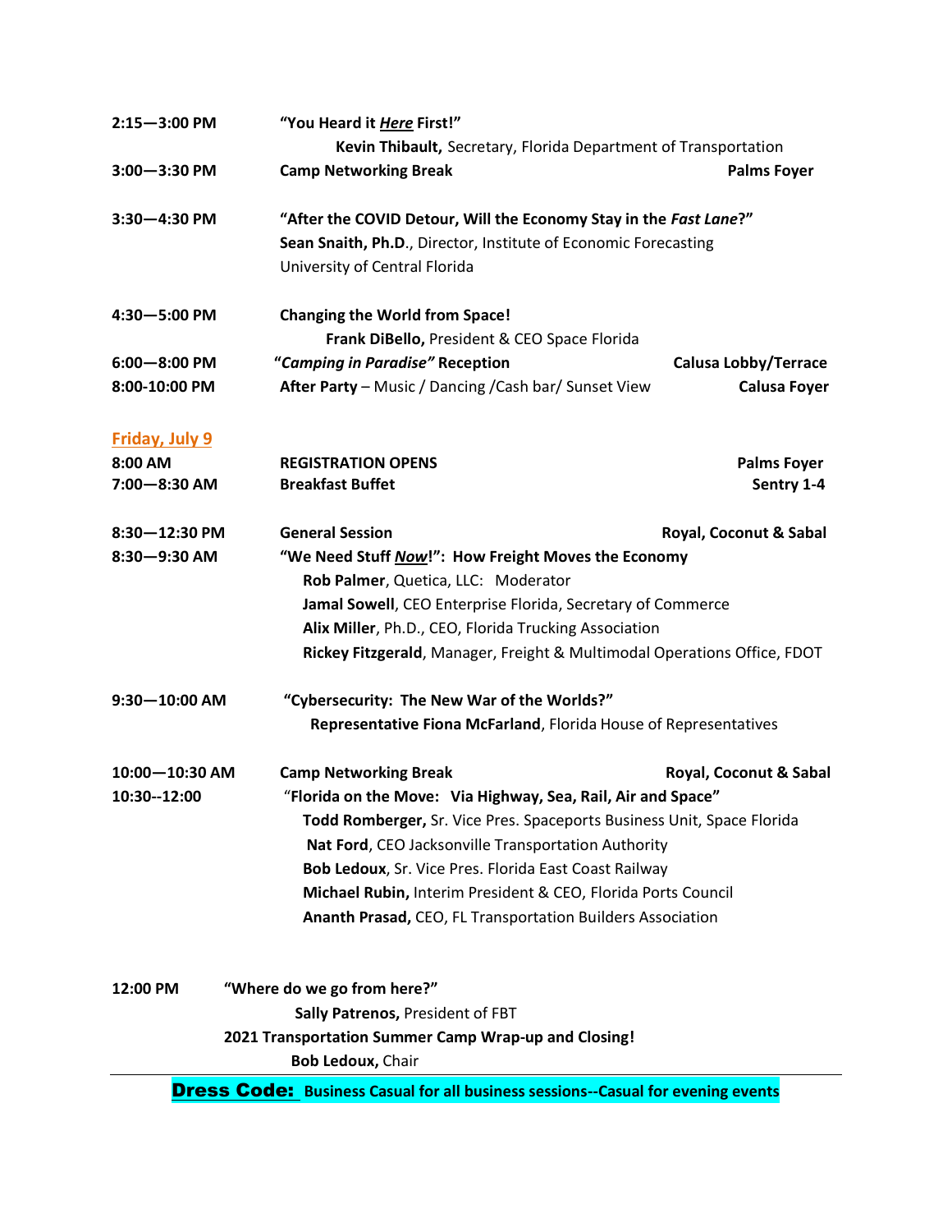| | | |
|---|---|---|
| **2:15—3:00 PM** | **"You Heard it *Here* First!"**<br>**Kevin Thibault,** Secretary, Florida Department of Transportation | |
| **3:00—3:30 PM** | **Camp Networking Break** | **Palms Foyer** |
| **3:30—4:30 PM** | **"After the COVID Detour, Will the Economy Stay in the *Fast Lane*?"**<br>**Sean Snaith, Ph.D**., Director, Institute of Economic Forecasting<br>University of Central Florida | |
| **4:30—5:00 PM** | **Changing the World from Space!**<br>**Frank DiBello,** President & CEO Space Florida | |
| **6:00—8:00 PM** | "***Camping in Paradise"* Reception** | **Calusa Lobby/Terrace** |
| **8:00-10:00 PM** | **After Party** – Music / Dancing /Cash bar/ Sunset View | **Calusa Foyer** |

## Friday, July 9

| | | |
|---|---|---|
| **8:00 AM** | **REGISTRATION OPENS** | **Palms Foyer** |
| **7:00—8:30 AM** | **Breakfast Buffet** | **Sentry 1-4** |
| **8:30—12:30 PM** | **General Session** | **Royal, Coconut & Sabal** |
| **8:30—9:30 AM** | **"We Need Stuff *Now*!": How Freight Moves the Economy**<br>**Rob Palmer**, Quetica, LLC: Moderator<br>**Jamal Sowell**, CEO Enterprise Florida, Secretary of Commerce<br>**Alix Miller**, Ph.D., CEO, Florida Trucking Association<br>**Rickey Fitzgerald**, Manager, Freight & Multimodal Operations Office, FDOT | |
| **9:30—10:00 AM** | **"Cybersecurity: The New War of the Worlds?"**<br>**Representative Fiona McFarland**, Florida House of Representatives | |
| **10:00—10:30 AM** | **Camp Networking Break** | **Royal, Coconut & Sabal** |
| **10:30--12:00** | "**Florida on the Move: Via Highway, Sea, Rail, Air and Space"**<br>**Todd Romberger,** Sr. Vice Pres. Spaceports Business Unit, Space Florida<br>**Nat Ford**, CEO Jacksonville Transportation Authority<br>**Bob Ledoux**, Sr. Vice Pres. Florida East Coast Railway<br>**Michael Rubin,** Interim President & CEO, Florida Ports Council<br>**Ananth Prasad,** CEO, FL Transportation Builders Association | |
| **12:00 PM** | **"Where do we go from here?"**<br>**Sally Patrenos,** President of FBT<br>**2021 Transportation Summer Camp Wrap-up and Closing!**<br>**Bob Ledoux,** Chair | |

**Dress Code: Business Casual for all business sessions--Casual for evening events**